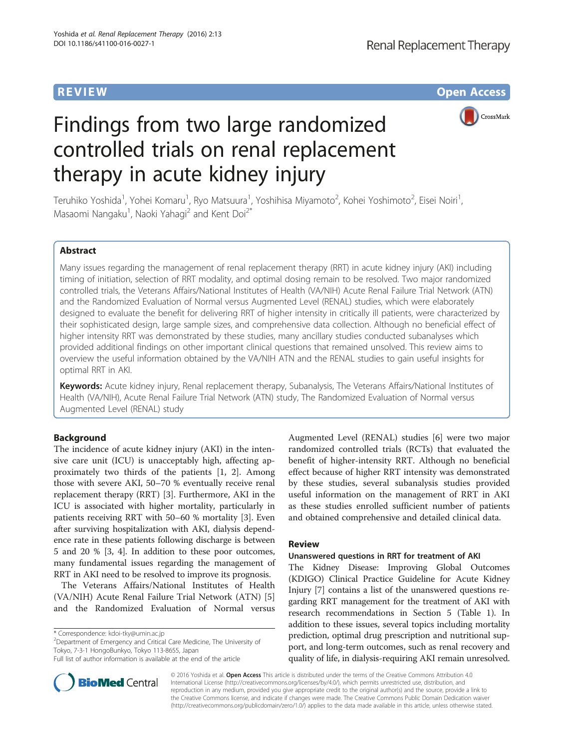REVIEW Open Access

# Findings from two large randomized controlled trials on renal replacement therapy in acute kidney injury

Teruhiko Yoshida[1], Yohei Komaru[1], Ryo Matsuura[1], Yoshihisa Miyamoto[2], Kohei Yoshimoto[2], Eisei Noiri[1], Masaomi Nangaku[1], Naoki Yahagi[2] and Kent Doi[2*]

## Abstract

Many issues regarding the management of renal replacement therapy (RRT) in acute kidney injury (AKI) including timing of initiation, selection of RRT modality, and optimal dosing remain to be resolved. Two major randomized controlled trials, the Veterans Affairs/National Institutes of Health (VA/NIH) Acute Renal Failure Trial Network (ATN) and the Randomized Evaluation of Normal versus Augmented Level (RENAL) studies, which were elaborately designed to evaluate the benefit for delivering RRT of higher intensity in critically ill patients, were characterized by their sophisticated design, large sample sizes, and comprehensive data collection. Although no beneficial effect of higher intensity RRT was demonstrated by these studies, many ancillary studies conducted subanalyses which provided additional findings on other important clinical questions that remained unsolved. This review aims to overview the useful information obtained by the VA/NIH ATN and the RENAL studies to gain useful insights for optimal RRT in AKI.

**Keywords:** Acute kidney injury, Renal replacement therapy, Subanalysis, The Veterans Affairs/National Institutes of Health (VA/NIH), Acute Renal Failure Trial Network (ATN) study, The Randomized Evaluation of Normal versus Augmented Level (RENAL) study

## Background

The incidence of acute kidney injury (AKI) in the intensive care unit (ICU) is unacceptably high, affecting approximately two thirds of the patients [1, 2]. Among those with severe AKI, 50–70 % eventually receive renal replacement therapy (RRT) [3]. Furthermore, AKI in the ICU is associated with higher mortality, particularly in patients receiving RRT with 50–60 % mortality [3]. Even after surviving hospitalization with AKI, dialysis dependence rate in these patients following discharge is between 5 and 20 % [3, 4]. In addition to these poor outcomes, many fundamental issues regarding the management of RRT in AKI need to be resolved to improve its prognosis.

The Veterans Affairs/National Institutes of Health (VA/NIH) Acute Renal Failure Trial Network (ATN) [5] and the Randomized Evaluation of Normal versus Augmented Level (RENAL) studies [6] were two major randomized controlled trials (RCTs) that evaluated the benefit of higher-intensity RRT. Although no beneficial effect because of higher RRT intensity was demonstrated by these studies, several subanalysis studies provided useful information on the management of RRT in AKI as these studies enrolled sufficient number of patients and obtained comprehensive and detailed clinical data.

## Review

### Unanswered questions in RRT for treatment of AKI

The Kidney Disease: Improving Global Outcomes (KDIGO) Clinical Practice Guideline for Acute Kidney Injury [7] contains a list of the unanswered questions regarding RRT management for the treatment of AKI with research recommendations in Section 5 (Table 1). In addition to these issues, several topics including mortality prediction, optimal drug prescription and nutritional support, and long-term outcomes, such as renal recovery and quality of life, in dialysis-requiring AKI remain unresolved.

\* Correspondence: kdoi-tky@umin.ac.jp
[2]Department of Emergency and Critical Care Medicine, The University of Tokyo, 7-3-1 HongoBunkyo, Tokyo 113-8655, Japan
Full list of author information is available at the end of the article

© 2016 Yoshida et al. **Open Access** This article is distributed under the terms of the Creative Commons Attribution 4.0 International License (http://creativecommons.org/licenses/by/4.0/), which permits unrestricted use, distribution, and reproduction in any medium, provided you give appropriate credit to the original author(s) and the source, provide a link to the Creative Commons license, and indicate if changes were made. The Creative Commons Public Domain Dedication waiver (http://creativecommons.org/publicdomain/zero/1.0/) applies to the data made available in this article, unless otherwise stated.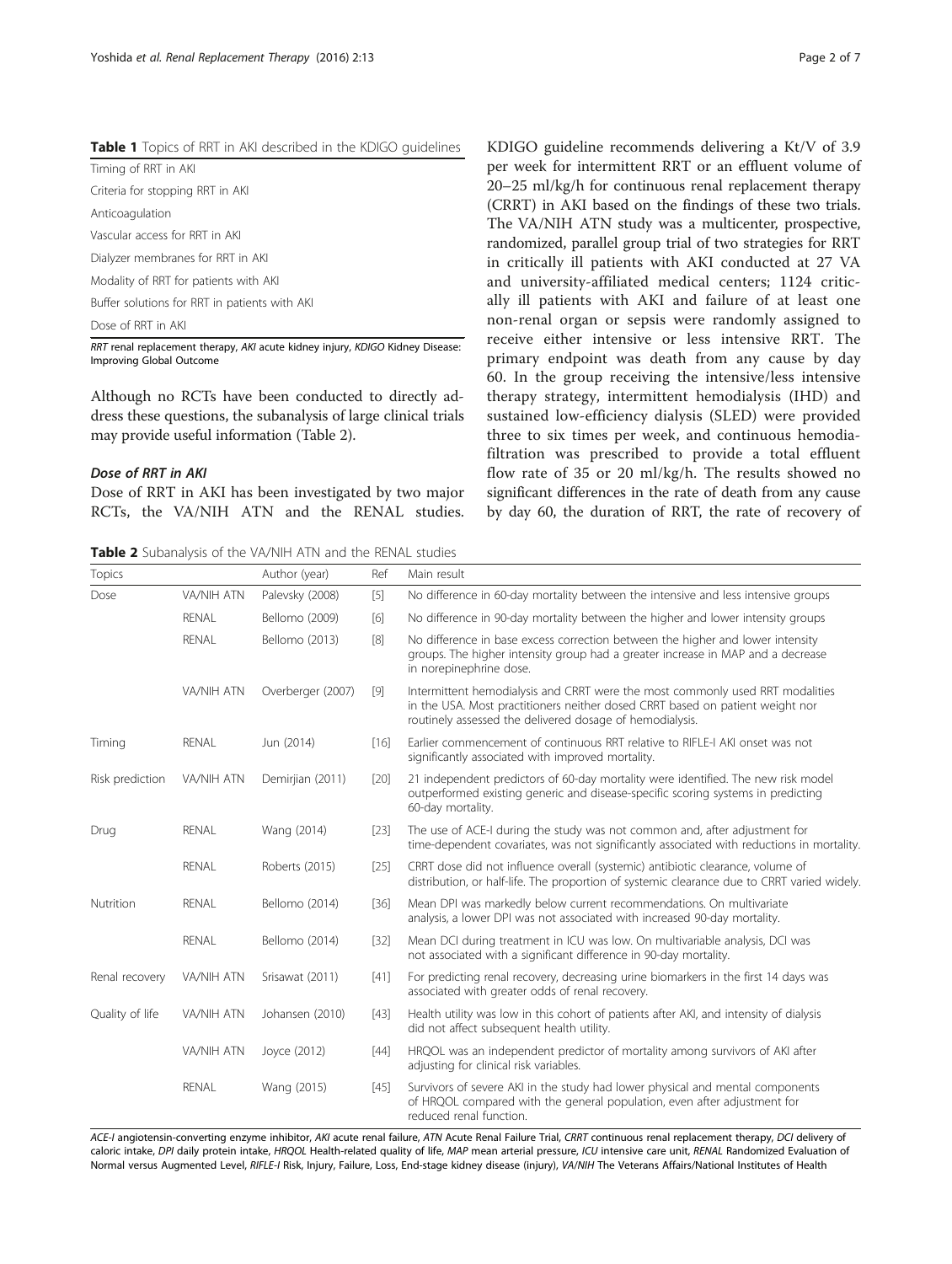**Table 1** Topics of RRT in AKI described in the KDIGO guidelines

| |
|---|
| Timing of RRT in AKI |
| Criteria for stopping RRT in AKI |
| Anticoagulation |
| Vascular access for RRT in AKI |
| Dialyzer membranes for RRT in AKI |
| Modality of RRT for patients with AKI |
| Buffer solutions for RRT in patients with AKI |
| Dose of RRT in AKI |

*RRT* renal replacement therapy, *AKI* acute kidney injury, *KDIGO* Kidney Disease: Improving Global Outcome

Although no RCTs have been conducted to directly address these questions, the subanalysis of large clinical trials may provide useful information (Table 2).

### *Dose of RRT in AKI*

Dose of RRT in AKI has been investigated by two major RCTs, the VA/NIH ATN and the RENAL studies. KDIGO guideline recommends delivering a Kt/V of 3.9 per week for intermittent RRT or an effluent volume of 20–25 ml/kg/h for continuous renal replacement therapy (CRRT) in AKI based on the findings of these two trials. The VA/NIH ATN study was a multicenter, prospective, randomized, parallel group trial of two strategies for RRT in critically ill patients with AKI conducted at 27 VA and university-affiliated medical centers; 1124 critically ill patients with AKI and failure of at least one non-renal organ or sepsis were randomly assigned to receive either intensive or less intensive RRT. The primary endpoint was death from any cause by day 60. In the group receiving the intensive/less intensive therapy strategy, intermittent hemodialysis (IHD) and sustained low-efficiency dialysis (SLED) were provided three to six times per week, and continuous hemodiafiltration was prescribed to provide a total effluent flow rate of 35 or 20 ml/kg/h. The results showed no significant differences in the rate of death from any cause by day 60, the duration of RRT, the rate of recovery of

**Table 2** Subanalysis of the VA/NIH ATN and the RENAL studies

| Topics | | Author (year) | Ref | Main result |
|---|---|---|---|---|
| Dose | VA/NIH ATN | Palevsky (2008) | [5] | No difference in 60-day mortality between the intensive and less intensive groups |
| | RENAL | Bellomo (2009) | [6] | No difference in 90-day mortality between the higher and lower intensity groups |
| | RENAL | Bellomo (2013) | [8] | No difference in base excess correction between the higher and lower intensity groups. The higher intensity group had a greater increase in MAP and a decrease in norepinephrine dose. |
| | VA/NIH ATN | Overberger (2007) | [9] | Intermittent hemodialysis and CRRT were the most commonly used RRT modalities in the USA. Most practitioners neither dosed CRRT based on patient weight nor routinely assessed the delivered dosage of hemodialysis. |
| Timing | RENAL | Jun (2014) | [16] | Earlier commencement of continuous RRT relative to RIFLE-I AKI onset was not significantly associated with improved mortality. |
| Risk prediction | VA/NIH ATN | Demirjian (2011) | [20] | 21 independent predictors of 60-day mortality were identified. The new risk model outperformed existing generic and disease-specific scoring systems in predicting 60-day mortality. |
| Drug | RENAL | Wang (2014) | [23] | The use of ACE-I during the study was not common and, after adjustment for time-dependent covariates, was not significantly associated with reductions in mortality. |
| | RENAL | Roberts (2015) | [25] | CRRT dose did not influence overall (systemic) antibiotic clearance, volume of distribution, or half-life. The proportion of systemic clearance due to CRRT varied widely. |
| Nutrition | RENAL | Bellomo (2014) | [36] | Mean DPI was markedly below current recommendations. On multivariate analysis, a lower DPI was not associated with increased 90-day mortality. |
| | RENAL | Bellomo (2014) | [32] | Mean DCI during treatment in ICU was low. On multivariable analysis, DCI was not associated with a significant difference in 90-day mortality. |
| Renal recovery | VA/NIH ATN | Srisawat (2011) | [41] | For predicting renal recovery, decreasing urine biomarkers in the first 14 days was associated with greater odds of renal recovery. |
| Quality of life | VA/NIH ATN | Johansen (2010) | [43] | Health utility was low in this cohort of patients after AKI, and intensity of dialysis did not affect subsequent health utility. |
| | VA/NIH ATN | Joyce (2012) | [44] | HRQOL was an independent predictor of mortality among survivors of AKI after adjusting for clinical risk variables. |
| | RENAL | Wang (2015) | [45] | Survivors of severe AKI in the study had lower physical and mental components of HRQOL compared with the general population, even after adjustment for reduced renal function. |

*ACE-I* angiotensin-converting enzyme inhibitor, *AKI* acute renal failure, *ATN* Acute Renal Failure Trial, *CRRT* continuous renal replacement therapy, *DCI* delivery of caloric intake, *DPI* daily protein intake, *HRQOL* Health-related quality of life, *MAP* mean arterial pressure, *ICU* intensive care unit, *RENAL* Randomized Evaluation of Normal versus Augmented Level, *RIFLE-I* Risk, Injury, Failure, Loss, End-stage kidney disease (injury), *VA/NIH* The Veterans Affairs/National Institutes of Health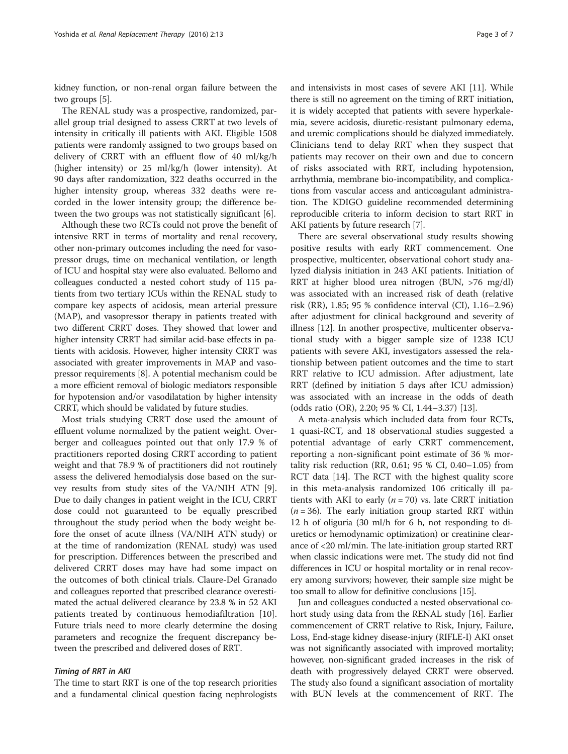kidney function, or non-renal organ failure between the two groups [5].

The RENAL study was a prospective, randomized, parallel group trial designed to assess CRRT at two levels of intensity in critically ill patients with AKI. Eligible 1508 patients were randomly assigned to two groups based on delivery of CRRT with an effluent flow of 40 ml/kg/h (higher intensity) or 25 ml/kg/h (lower intensity). At 90 days after randomization, 322 deaths occurred in the higher intensity group, whereas 332 deaths were recorded in the lower intensity group; the difference between the two groups was not statistically significant [6].

Although these two RCTs could not prove the benefit of intensive RRT in terms of mortality and renal recovery, other non-primary outcomes including the need for vasopressor drugs, time on mechanical ventilation, or length of ICU and hospital stay were also evaluated. Bellomo and colleagues conducted a nested cohort study of 115 patients from two tertiary ICUs within the RENAL study to compare key aspects of acidosis, mean arterial pressure (MAP), and vasopressor therapy in patients treated with two different CRRT doses. They showed that lower and higher intensity CRRT had similar acid-base effects in patients with acidosis. However, higher intensity CRRT was associated with greater improvements in MAP and vasopressor requirements [8]. A potential mechanism could be a more efficient removal of biologic mediators responsible for hypotension and/or vasodilatation by higher intensity CRRT, which should be validated by future studies.

Most trials studying CRRT dose used the amount of effluent volume normalized by the patient weight. Overberger and colleagues pointed out that only 17.9 % of practitioners reported dosing CRRT according to patient weight and that 78.9 % of practitioners did not routinely assess the delivered hemodialysis dose based on the survey results from study sites of the VA/NIH ATN [9]. Due to daily changes in patient weight in the ICU, CRRT dose could not guaranteed to be equally prescribed throughout the study period when the body weight before the onset of acute illness (VA/NIH ATN study) or at the time of randomization (RENAL study) was used for prescription. Differences between the prescribed and delivered CRRT doses may have had some impact on the outcomes of both clinical trials. Claure-Del Granado and colleagues reported that prescribed clearance overestimated the actual delivered clearance by 23.8 % in 52 AKI patients treated by continuous hemodiafiltration [10]. Future trials need to more clearly determine the dosing parameters and recognize the frequent discrepancy between the prescribed and delivered doses of RRT.

### *Timing of RRT in AKI*

The time to start RRT is one of the top research priorities and a fundamental clinical question facing nephrologists and intensivists in most cases of severe AKI [11]. While there is still no agreement on the timing of RRT initiation, it is widely accepted that patients with severe hyperkalemia, severe acidosis, diuretic-resistant pulmonary edema, and uremic complications should be dialyzed immediately. Clinicians tend to delay RRT when they suspect that patients may recover on their own and due to concern of risks associated with RRT, including hypotension, arrhythmia, membrane bio-incompatibility, and complications from vascular access and anticoagulant administration. The KDIGO guideline recommended determining reproducible criteria to inform decision to start RRT in AKI patients by future research [7].

There are several observational study results showing positive results with early RRT commencement. One prospective, multicenter, observational cohort study analyzed dialysis initiation in 243 AKI patients. Initiation of RRT at higher blood urea nitrogen (BUN, >76 mg/dl) was associated with an increased risk of death (relative risk (RR), 1.85; 95 % confidence interval (CI), 1.16–2.96) after adjustment for clinical background and severity of illness [12]. In another prospective, multicenter observational study with a bigger sample size of 1238 ICU patients with severe AKI, investigators assessed the relationship between patient outcomes and the time to start RRT relative to ICU admission. After adjustment, late RRT (defined by initiation 5 days after ICU admission) was associated with an increase in the odds of death (odds ratio (OR), 2.20; 95 % CI, 1.44–3.37) [13].

A meta-analysis which included data from four RCTs, 1 quasi-RCT, and 18 observational studies suggested a potential advantage of early CRRT commencement, reporting a non-significant point estimate of 36 % mortality risk reduction (RR, 0.61; 95 % CI, 0.40–1.05) from RCT data [14]. The RCT with the highest quality score in this meta-analysis randomized 106 critically ill patients with AKI to early ($n = 70$) vs. late CRRT initiation ($n = 36$). The early initiation group started RRT within 12 h of oliguria (30 ml/h for 6 h, not responding to diuretics or hemodynamic optimization) or creatinine clearance of <20 ml/min. The late-initiation group started RRT when classic indications were met. The study did not find differences in ICU or hospital mortality or in renal recovery among survivors; however, their sample size might be too small to allow for definitive conclusions [15].

Jun and colleagues conducted a nested observational cohort study using data from the RENAL study [16]. Earlier commencement of CRRT relative to Risk, Injury, Failure, Loss, End-stage kidney disease-injury (RIFLE-I) AKI onset was not significantly associated with improved mortality; however, non-significant graded increases in the risk of death with progressively delayed CRRT were observed. The study also found a significant association of mortality with BUN levels at the commencement of RRT. The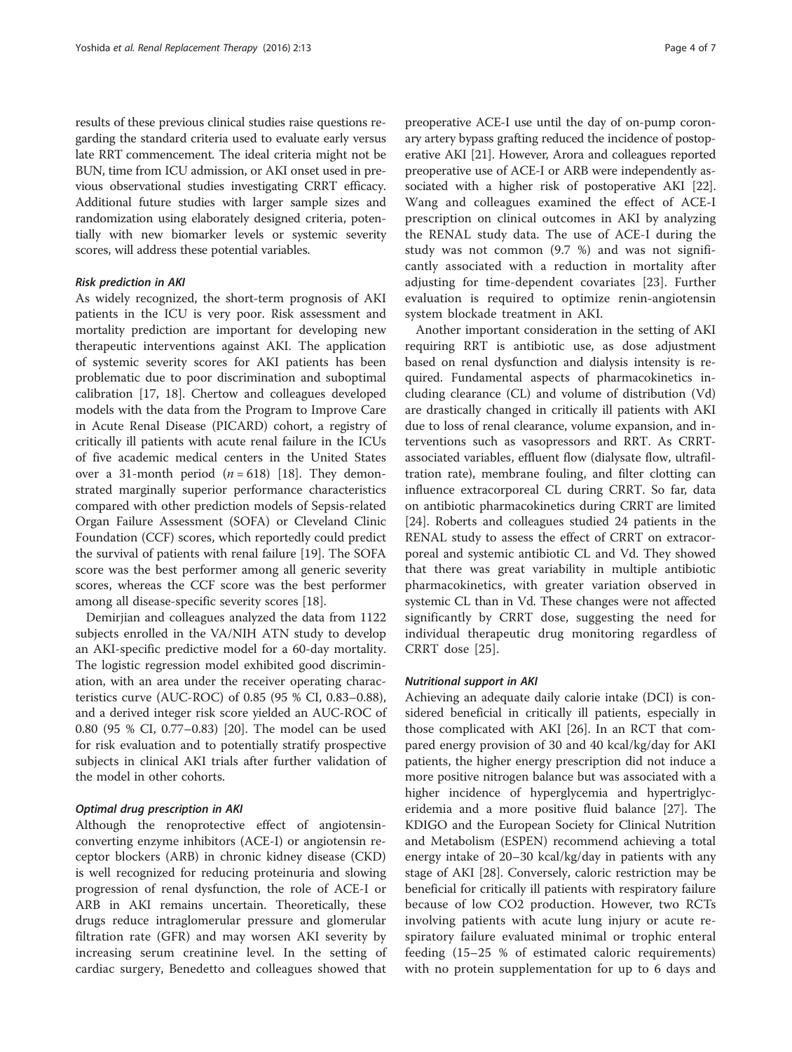results of these previous clinical studies raise questions regarding the standard criteria used to evaluate early versus late RRT commencement. The ideal criteria might not be BUN, time from ICU admission, or AKI onset used in previous observational studies investigating CRRT efficacy. Additional future studies with larger sample sizes and randomization using elaborately designed criteria, potentially with new biomarker levels or systemic severity scores, will address these potential variables.

#### *Risk prediction in AKI*

As widely recognized, the short-term prognosis of AKI patients in the ICU is very poor. Risk assessment and mortality prediction are important for developing new therapeutic interventions against AKI. The application of systemic severity scores for AKI patients has been problematic due to poor discrimination and suboptimal calibration [17, 18]. Chertow and colleagues developed models with the data from the Program to Improve Care in Acute Renal Disease (PICARD) cohort, a registry of critically ill patients with acute renal failure in the ICUs of five academic medical centers in the United States over a 31-month period ($n = 618$) [18]. They demonstrated marginally superior performance characteristics compared with other prediction models of Sepsis-related Organ Failure Assessment (SOFA) or Cleveland Clinic Foundation (CCF) scores, which reportedly could predict the survival of patients with renal failure [19]. The SOFA score was the best performer among all generic severity scores, whereas the CCF score was the best performer among all disease-specific severity scores [18].

Demirjian and colleagues analyzed the data from 1122 subjects enrolled in the VA/NIH ATN study to develop an AKI-specific predictive model for a 60-day mortality. The logistic regression model exhibited good discrimination, with an area under the receiver operating characteristics curve (AUC-ROC) of 0.85 (95 % CI, 0.83–0.88), and a derived integer risk score yielded an AUC-ROC of 0.80 (95 % CI, 0.77–0.83) [20]. The model can be used for risk evaluation and to potentially stratify prospective subjects in clinical AKI trials after further validation of the model in other cohorts.

#### *Optimal drug prescription in AKI*

Although the renoprotective effect of angiotensin-converting enzyme inhibitors (ACE-I) or angiotensin receptor blockers (ARB) in chronic kidney disease (CKD) is well recognized for reducing proteinuria and slowing progression of renal dysfunction, the role of ACE-I or ARB in AKI remains uncertain. Theoretically, these drugs reduce intraglomerular pressure and glomerular filtration rate (GFR) and may worsen AKI severity by increasing serum creatinine level. In the setting of cardiac surgery, Benedetto and colleagues showed that preoperative ACE-I use until the day of on-pump coronary artery bypass grafting reduced the incidence of postoperative AKI [21]. However, Arora and colleagues reported preoperative use of ACE-I or ARB were independently associated with a higher risk of postoperative AKI [22]. Wang and colleagues examined the effect of ACE-I prescription on clinical outcomes in AKI by analyzing the RENAL study data. The use of ACE-I during the study was not common (9.7 %) and was not significantly associated with a reduction in mortality after adjusting for time-dependent covariates [23]. Further evaluation is required to optimize renin-angiotensin system blockade treatment in AKI.

Another important consideration in the setting of AKI requiring RRT is antibiotic use, as dose adjustment based on renal dysfunction and dialysis intensity is required. Fundamental aspects of pharmacokinetics including clearance (CL) and volume of distribution (Vd) are drastically changed in critically ill patients with AKI due to loss of renal clearance, volume expansion, and interventions such as vasopressors and RRT. As CRRT-associated variables, effluent flow (dialysate flow, ultrafiltration rate), membrane fouling, and filter clotting can influence extracorporeal CL during CRRT. So far, data on antibiotic pharmacokinetics during CRRT are limited [24]. Roberts and colleagues studied 24 patients in the RENAL study to assess the effect of CRRT on extracorporeal and systemic antibiotic CL and Vd. They showed that there was great variability in multiple antibiotic pharmacokinetics, with greater variation observed in systemic CL than in Vd. These changes were not affected significantly by CRRT dose, suggesting the need for individual therapeutic drug monitoring regardless of CRRT dose [25].

#### *Nutritional support in AKI*

Achieving an adequate daily calorie intake (DCI) is considered beneficial in critically ill patients, especially in those complicated with AKI [26]. In an RCT that compared energy provision of 30 and 40 kcal/kg/day for AKI patients, the higher energy prescription did not induce a more positive nitrogen balance but was associated with a higher incidence of hyperglycemia and hypertriglyceridemia and a more positive fluid balance [27]. The KDIGO and the European Society for Clinical Nutrition and Metabolism (ESPEN) recommend achieving a total energy intake of 20–30 kcal/kg/day in patients with any stage of AKI [28]. Conversely, caloric restriction may be beneficial for critically ill patients with respiratory failure because of low $CO_2$ production. However, two RCTs involving patients with acute lung injury or acute respiratory failure evaluated minimal or trophic enteral feeding (15–25 % of estimated caloric requirements) with no protein supplementation for up to 6 days and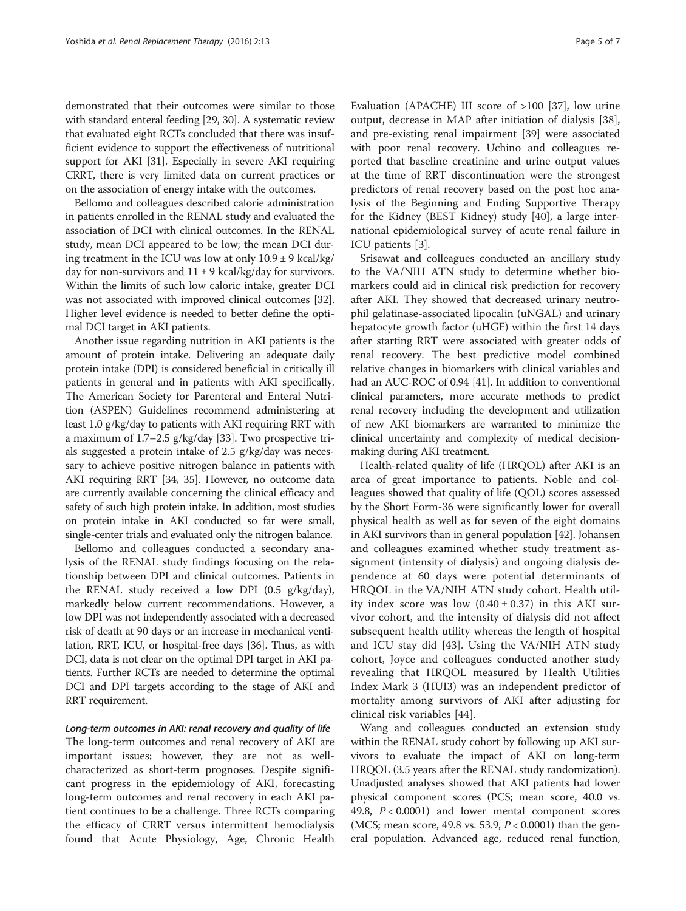demonstrated that their outcomes were similar to those with standard enteral feeding [29, 30]. A systematic review that evaluated eight RCTs concluded that there was insufficient evidence to support the effectiveness of nutritional support for AKI [31]. Especially in severe AKI requiring CRRT, there is very limited data on current practices or on the association of energy intake with the outcomes.

Bellomo and colleagues described calorie administration in patients enrolled in the RENAL study and evaluated the association of DCI with clinical outcomes. In the RENAL study, mean DCI appeared to be low; the mean DCI during treatment in the ICU was low at only $10.9 \pm 9$ kcal/kg/day for non-survivors and $11 \pm 9$ kcal/kg/day for survivors. Within the limits of such low caloric intake, greater DCI was not associated with improved clinical outcomes [32]. Higher level evidence is needed to better define the optimal DCI target in AKI patients.

Another issue regarding nutrition in AKI patients is the amount of protein intake. Delivering an adequate daily protein intake (DPI) is considered beneficial in critically ill patients in general and in patients with AKI specifically. The American Society for Parenteral and Enteral Nutrition (ASPEN) Guidelines recommend administering at least 1.0 g/kg/day to patients with AKI requiring RRT with a maximum of 1.7–2.5 g/kg/day [33]. Two prospective trials suggested a protein intake of 2.5 g/kg/day was necessary to achieve positive nitrogen balance in patients with AKI requiring RRT [34, 35]. However, no outcome data are currently available concerning the clinical efficacy and safety of such high protein intake. In addition, most studies on protein intake in AKI conducted so far were small, single-center trials and evaluated only the nitrogen balance.

Bellomo and colleagues conducted a secondary analysis of the RENAL study findings focusing on the relationship between DPI and clinical outcomes. Patients in the RENAL study received a low DPI (0.5 g/kg/day), markedly below current recommendations. However, a low DPI was not independently associated with a decreased risk of death at 90 days or an increase in mechanical ventilation, RRT, ICU, or hospital-free days [36]. Thus, as with DCI, data is not clear on the optimal DPI target in AKI patients. Further RCTs are needed to determine the optimal DCI and DPI targets according to the stage of AKI and RRT requirement.

#### *Long-term outcomes in AKI: renal recovery and quality of life*

The long-term outcomes and renal recovery of AKI are important issues; however, they are not as well-characterized as short-term prognoses. Despite significant progress in the epidemiology of AKI, forecasting long-term outcomes and renal recovery in each AKI patient continues to be a challenge. Three RCTs comparing the efficacy of CRRT versus intermittent hemodialysis found that Acute Physiology, Age, Chronic Health Evaluation (APACHE) III score of >100 [37], low urine output, decrease in MAP after initiation of dialysis [38], and pre-existing renal impairment [39] were associated with poor renal recovery. Uchino and colleagues reported that baseline creatinine and urine output values at the time of RRT discontinuation were the strongest predictors of renal recovery based on the post hoc analysis of the Beginning and Ending Supportive Therapy for the Kidney (BEST Kidney) study [40], a large international epidemiological survey of acute renal failure in ICU patients [3].

Srisawat and colleagues conducted an ancillary study to the VA/NIH ATN study to determine whether biomarkers could aid in clinical risk prediction for recovery after AKI. They showed that decreased urinary neutrophil gelatinase-associated lipocalin (uNGAL) and urinary hepatocyte growth factor (uHGF) within the first 14 days after starting RRT were associated with greater odds of renal recovery. The best predictive model combined relative changes in biomarkers with clinical variables and had an AUC-ROC of 0.94 [41]. In addition to conventional clinical parameters, more accurate methods to predict renal recovery including the development and utilization of new AKI biomarkers are warranted to minimize the clinical uncertainty and complexity of medical decision-making during AKI treatment.

Health-related quality of life (HRQOL) after AKI is an area of great importance to patients. Noble and colleagues showed that quality of life (QOL) scores assessed by the Short Form-36 were significantly lower for overall physical health as well as for seven of the eight domains in AKI survivors than in general population [42]. Johansen and colleagues examined whether study treatment assignment (intensity of dialysis) and ongoing dialysis dependence at 60 days were potential determinants of HRQOL in the VA/NIH ATN study cohort. Health utility index score was low ($0.40 \pm 0.37$) in this AKI survivor cohort, and the intensity of dialysis did not affect subsequent health utility whereas the length of hospital and ICU stay did [43]. Using the VA/NIH ATN study cohort, Joyce and colleagues conducted another study revealing that HRQOL measured by Health Utilities Index Mark 3 (HUI3) was an independent predictor of mortality among survivors of AKI after adjusting for clinical risk variables [44].

Wang and colleagues conducted an extension study within the RENAL study cohort by following up AKI survivors to evaluate the impact of AKI on long-term HRQOL (3.5 years after the RENAL study randomization). Unadjusted analyses showed that AKI patients had lower physical component scores (PCS; mean score, 40.0 vs. 49.8, $P < 0.0001$) and lower mental component scores (MCS; mean score, 49.8 vs. 53.9, $P < 0.0001$) than the general population. Advanced age, reduced renal function,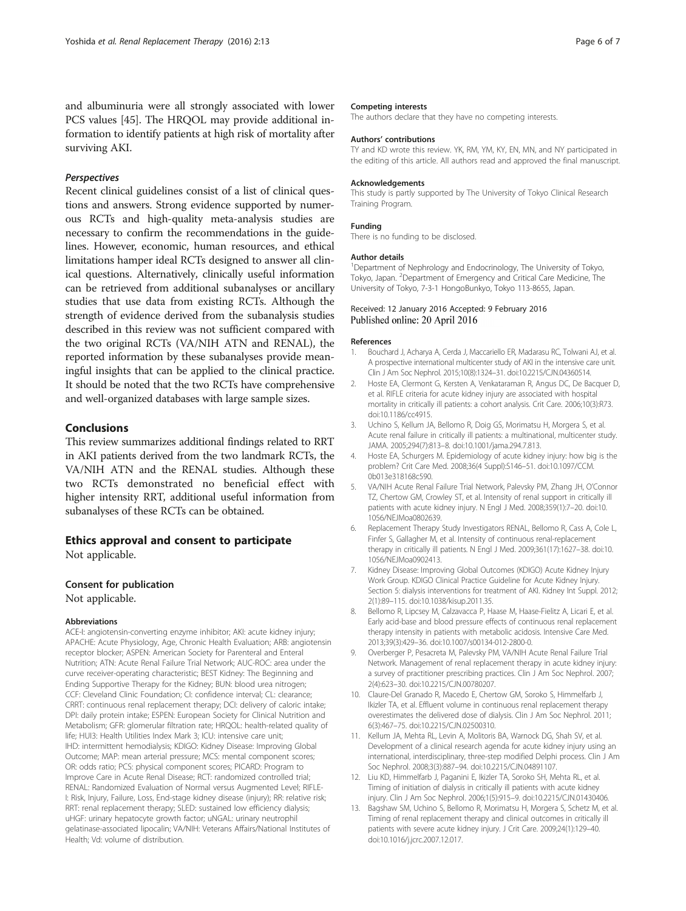and albuminuria were all strongly associated with lower PCS values [45]. The HRQOL may provide additional information to identify patients at high risk of mortality after surviving AKI.

### *Perspectives*

Recent clinical guidelines consist of a list of clinical questions and answers. Strong evidence supported by numerous RCTs and high-quality meta-analysis studies are necessary to confirm the recommendations in the guidelines. However, economic, human resources, and ethical limitations hamper ideal RCTs designed to answer all clinical questions. Alternatively, clinically useful information can be retrieved from additional subanalyses or ancillary studies that use data from existing RCTs. Although the strength of evidence derived from the subanalysis studies described in this review was not sufficient compared with the two original RCTs (VA/NIH ATN and RENAL), the reported information by these subanalyses provide meaningful insights that can be applied to the clinical practice. It should be noted that the two RCTs have comprehensive and well-organized databases with large sample sizes.

## Conclusions

This review summarizes additional findings related to RRT in AKI patients derived from the two landmark RCTs, the VA/NIH ATN and the RENAL studies. Although these two RCTs demonstrated no beneficial effect with higher intensity RRT, additional useful information from subanalyses of these RCTs can be obtained.

## Ethics approval and consent to participate

Not applicable.

### Consent for publication

Not applicable.

#### Abbreviations

ACE-I: angiotensin-converting enzyme inhibitor; AKI: acute kidney injury; APACHE: Acute Physiology, Age, Chronic Health Evaluation; ARB: angiotensin receptor blocker; ASPEN: American Society for Parenteral and Enteral Nutrition; ATN: Acute Renal Failure Trial Network; AUC-ROC: area under the curve receiver-operating characteristic; BEST Kidney: The Beginning and Ending Supportive Therapy for the Kidney; BUN: blood urea nitrogen; CCF: Cleveland Clinic Foundation; CI: confidence interval; CL: clearance; CRRT: continuous renal replacement therapy; DCI: delivery of caloric intake; DPI: daily protein intake; ESPEN: European Society for Clinical Nutrition and Metabolism; GFR: glomerular filtration rate; HRQOL: health-related quality of life; HUI3: Health Utilities Index Mark 3; ICU: intensive care unit; IHD: intermittent hemodialysis; KDIGO: Kidney Disease: Improving Global Outcome; MAP: mean arterial pressure; MCS: mental component scores; OR: odds ratio; PCS: physical component scores; PICARD: Program to Improve Care in Acute Renal Disease; RCT: randomized controlled trial; RENAL: Randomized Evaluation of Normal versus Augmented Level; RIFLE-I: Risk, Injury, Failure, Loss, End-stage kidney disease (injury); RR: relative risk; RRT: renal replacement therapy; SLED: sustained low efficiency dialysis; uHGF: urinary hepatocyte growth factor; uNGAL: urinary neutrophil gelatinase-associated lipocalin; VA/NIH: Veterans Affairs/National Institutes of Health; Vd: volume of distribution.

#### Competing interests

The authors declare that they have no competing interests.

#### Authors' contributions

TY and KD wrote this review. YK, RM, YM, KY, EN, MN, and NY participated in the editing of this article. All authors read and approved the final manuscript.

#### Acknowledgements

This study is partly supported by The University of Tokyo Clinical Research Training Program.

#### Funding

There is no funding to be disclosed.

#### Author details

[1]Department of Nephrology and Endocrinology, The University of Tokyo, Tokyo, Japan. [2]Department of Emergency and Critical Care Medicine, The University of Tokyo, 7-3-1 HongoBunkyo, Tokyo 113-8655, Japan.

Received: 12 January 2016 Accepted: 9 February 2016
Published online: 20 April 2016

#### References

1. Bouchard J, Acharya A, Cerda J, Maccariello ER, Madarasu RC, Tolwani AJ, et al. A prospective international multicenter study of AKI in the intensive care unit. Clin J Am Soc Nephrol. 2015;10(8):1324–31. doi:10.2215/CJN.04360514.
2. Hoste EA, Clermont G, Kersten A, Venkataraman R, Angus DC, De Bacquer D, et al. RIFLE criteria for acute kidney injury are associated with hospital mortality in critically ill patients: a cohort analysis. Crit Care. 2006;10(3):R73. doi:10.1186/cc4915.
3. Uchino S, Kellum JA, Bellomo R, Doig GS, Morimatsu H, Morgera S, et al. Acute renal failure in critically ill patients: a multinational, multicenter study. JAMA. 2005;294(7):813–8. doi:10.1001/jama.294.7.813.
4. Hoste EA, Schurgers M. Epidemiology of acute kidney injury: how big is the problem? Crit Care Med. 2008;36(4 Suppl):S146–51. doi:10.1097/CCM.0b013e318168c590.
5. VA/NIH Acute Renal Failure Trial Network, Palevsky PM, Zhang JH, O'Connor TZ, Chertow GM, Crowley ST, et al. Intensity of renal support in critically ill patients with acute kidney injury. N Engl J Med. 2008;359(1):7–20. doi:10.1056/NEJMoa0802639.
6. Replacement Therapy Study Investigators RENAL, Bellomo R, Cass A, Cole L, Finfer S, Gallagher M, et al. Intensity of continuous renal-replacement therapy in critically ill patients. N Engl J Med. 2009;361(17):1627–38. doi:10.1056/NEJMoa0902413.
7. Kidney Disease: Improving Global Outcomes (KDIGO) Acute Kidney Injury Work Group. KDIGO Clinical Practice Guideline for Acute Kidney Injury. Section 5: dialysis interventions for treatment of AKI. Kidney Int Suppl. 2012; 2(1):89–115. doi:10.1038/kisup.2011.35.
8. Bellomo R, Lipcsey M, Calzavacca P, Haase M, Haase-Fielitz A, Licari E, et al. Early acid-base and blood pressure effects of continuous renal replacement therapy intensity in patients with metabolic acidosis. Intensive Care Med. 2013;39(3):429–36. doi:10.1007/s00134-012-2800-0.
9. Overberger P, Pesacreta M, Palevsky PM, VA/NIH Acute Renal Failure Trial Network. Management of renal replacement therapy in acute kidney injury: a survey of practitioner prescribing practices. Clin J Am Soc Nephrol. 2007; 2(4):623–30. doi:10.2215/CJN.00780207.
10. Claure-Del Granado R, Macedo E, Chertow GM, Soroko S, Himmelfarb J, Ikizler TA, et al. Effluent volume in continuous renal replacement therapy overestimates the delivered dose of dialysis. Clin J Am Soc Nephrol. 2011; 6(3):467–75. doi:10.2215/CJN.02500310.
11. Kellum JA, Mehta RL, Levin A, Molitoris BA, Warnock DG, Shah SV, et al. Development of a clinical research agenda for acute kidney injury using an international, interdisciplinary, three-step modified Delphi process. Clin J Am Soc Nephrol. 2008;3(3):887–94. doi:10.2215/CJN.04891107.
12. Liu KD, Himmelfarb J, Paganini E, Ikizler TA, Soroko SH, Mehta RL, et al. Timing of initiation of dialysis in critically ill patients with acute kidney injury. Clin J Am Soc Nephrol. 2006;1(5):915–9. doi:10.2215/CJN.01430406.
13. Bagshaw SM, Uchino S, Bellomo R, Morimatsu H, Morgera S, Schetz M, et al. Timing of renal replacement therapy and clinical outcomes in critically ill patients with severe acute kidney injury. J Crit Care. 2009;24(1):129–40. doi:10.1016/j.jcrc.2007.12.017.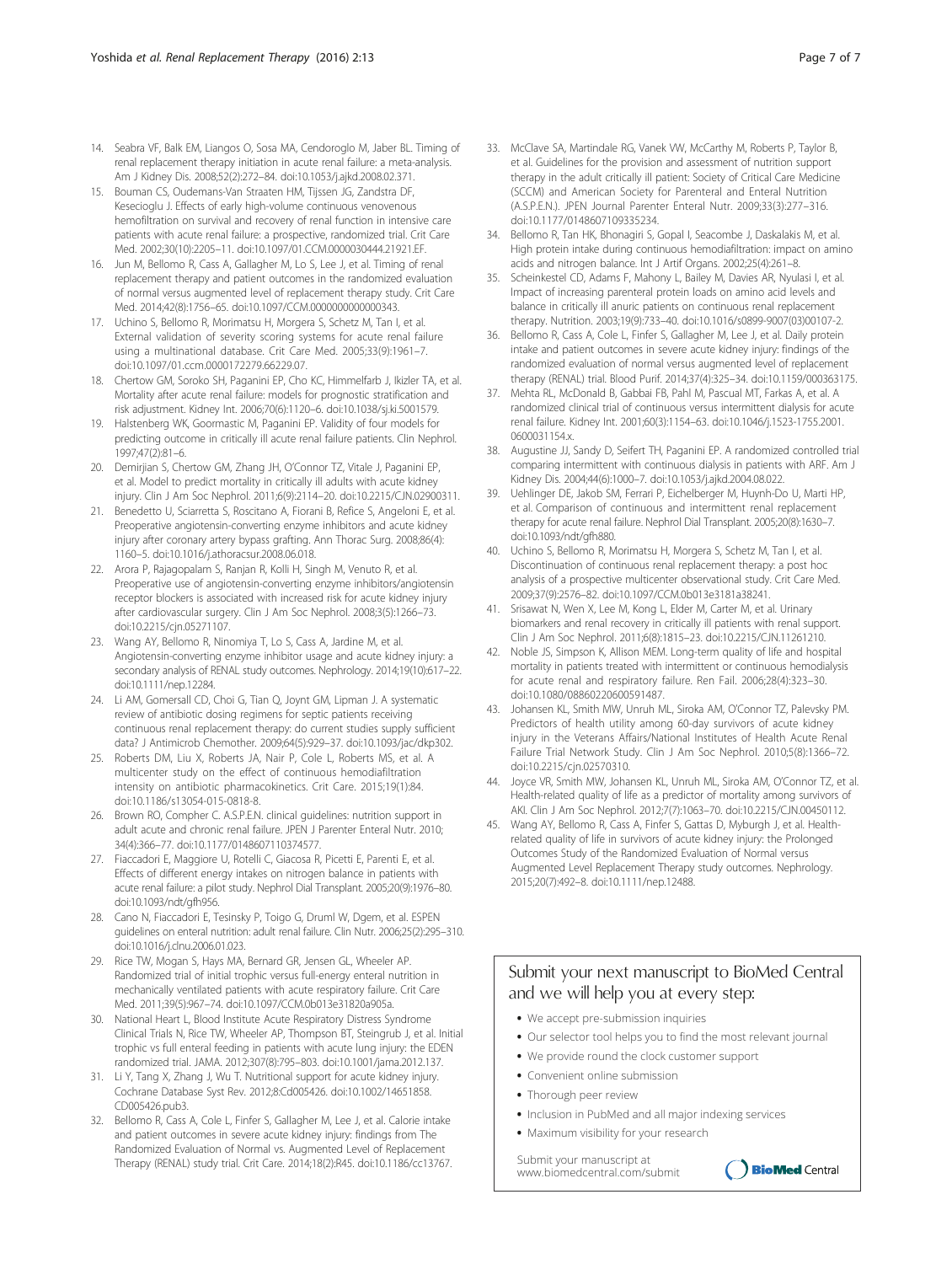14. Seabra VF, Balk EM, Liangos O, Sosa MA, Cendoroglo M, Jaber BL. Timing of renal replacement therapy initiation in acute renal failure: a meta-analysis. Am J Kidney Dis. 2008;52(2):272–84. doi:10.1053/j.ajkd.2008.02.371.
15. Bouman CS, Oudemans-Van Straaten HM, Tijssen JG, Zandstra DF, Kesecioglu J. Effects of early high-volume continuous venovenous hemofiltration on survival and recovery of renal function in intensive care patients with acute renal failure: a prospective, randomized trial. Crit Care Med. 2002;30(10):2205–11. doi:10.1097/01.CCM.0000030444.21921.EF.
16. Jun M, Bellomo R, Cass A, Gallagher M, Lo S, Lee J, et al. Timing of renal replacement therapy and patient outcomes in the randomized evaluation of normal versus augmented level of replacement therapy study. Crit Care Med. 2014;42(8):1756–65. doi:10.1097/CCM.0000000000000343.
17. Uchino S, Bellomo R, Morimatsu H, Morgera S, Schetz M, Tan I, et al. External validation of severity scoring systems for acute renal failure using a multinational database. Crit Care Med. 2005;33(9):1961–7. doi:10.1097/01.ccm.0000172279.66229.07.
18. Chertow GM, Soroko SH, Paganini EP, Cho KC, Himmelfarb J, Ikizler TA, et al. Mortality after acute renal failure: models for prognostic stratification and risk adjustment. Kidney Int. 2006;70(6):1120–6. doi:10.1038/sj.ki.5001579.
19. Halstenberg WK, Goormastic M, Paganini EP. Validity of four models for predicting outcome in critically ill acute renal failure patients. Clin Nephrol. 1997;47(2):81–6.
20. Demirjian S, Chertow GM, Zhang JH, O'Connor TZ, Vitale J, Paganini EP, et al. Model to predict mortality in critically ill adults with acute kidney injury. Clin J Am Soc Nephrol. 2011;6(9):2114–20. doi:10.2215/CJN.02900311.
21. Benedetto U, Sciarretta S, Roscitano A, Fiorani B, Refice S, Angeloni E, et al. Preoperative angiotensin-converting enzyme inhibitors and acute kidney injury after coronary artery bypass grafting. Ann Thorac Surg. 2008;86(4):1160–5. doi:10.1016/j.athoracsur.2008.06.018.
22. Arora P, Rajagopalam S, Ranjan R, Kolli H, Singh M, Venuto R, et al. Preoperative use of angiotensin-converting enzyme inhibitors/angiotensin receptor blockers is associated with increased risk for acute kidney injury after cardiovascular surgery. Clin J Am Soc Nephrol. 2008;3(5):1266–73. doi:10.2215/cjn.05271107.
23. Wang AY, Bellomo R, Ninomiya T, Lo S, Cass A, Jardine M, et al. Angiotensin-converting enzyme inhibitor usage and acute kidney injury: a secondary analysis of RENAL study outcomes. Nephrology. 2014;19(10):617–22. doi:10.1111/nep.12284.
24. Li AM, Gomersall CD, Choi G, Tian Q, Joynt GM, Lipman J. A systematic review of antibiotic dosing regimens for septic patients receiving continuous renal replacement therapy: do current studies supply sufficient data? J Antimicrob Chemother. 2009;64(5):929–37. doi:10.1093/jac/dkp302.
25. Roberts DM, Liu X, Roberts JA, Nair P, Cole L, Roberts MS, et al. A multicenter study on the effect of continuous hemodiafiltration intensity on antibiotic pharmacokinetics. Crit Care. 2015;19(1):84. doi:10.1186/s13054-015-0818-8.
26. Brown RO, Compher C. A.S.P.E.N. clinical guidelines: nutrition support in adult acute and chronic renal failure. JPEN J Parenter Enteral Nutr. 2010;34(4):366–77. doi:10.1177/0148607110374577.
27. Fiaccadori E, Maggiore U, Rotelli C, Giacosa R, Picetti E, Parenti E, et al. Effects of different energy intakes on nitrogen balance in patients with acute renal failure: a pilot study. Nephrol Dial Transplant. 2005;20(9):1976–80. doi:10.1093/ndt/gfh956.
28. Cano N, Fiaccadori E, Tesinsky P, Toigo G, Druml W, Dgem, et al. ESPEN guidelines on enteral nutrition: adult renal failure. Clin Nutr. 2006;25(2):295–310. doi:10.1016/j.clnu.2006.01.023.
29. Rice TW, Mogan S, Hays MA, Bernard GR, Jensen GL, Wheeler AP. Randomized trial of initial trophic versus full-energy enteral nutrition in mechanically ventilated patients with acute respiratory failure. Crit Care Med. 2011;39(5):967–74. doi:10.1097/CCM.0b013e31820a905a.
30. National Heart L, Blood Institute Acute Respiratory Distress Syndrome Clinical Trials N, Rice TW, Wheeler AP, Thompson BT, Steingrub J, et al. Initial trophic vs full enteral feeding in patients with acute lung injury: the EDEN randomized trial. JAMA. 2012;307(8):795–803. doi:10.1001/jama.2012.137.
31. Li Y, Tang X, Zhang J, Wu T. Nutritional support for acute kidney injury. Cochrane Database Syst Rev. 2012;8:Cd005426. doi:10.1002/14651858.CD005426.pub3.
32. Bellomo R, Cass A, Cole L, Finfer S, Gallagher M, Lee J, et al. Calorie intake and patient outcomes in severe acute kidney injury: findings from The Randomized Evaluation of Normal vs. Augmented Level of Replacement Therapy (RENAL) study trial. Crit Care. 2014;18(2):R45. doi:10.1186/cc13767.
33. McClave SA, Martindale RG, Vanek VW, McCarthy M, Roberts P, Taylor B, et al. Guidelines for the provision and assessment of nutrition support therapy in the adult critically ill patient: Society of Critical Care Medicine (SCCM) and American Society for Parenteral and Enteral Nutrition (A.S.P.E.N.). JPEN Journal Parenter Enteral Nutr. 2009;33(3):277–316. doi:10.1177/0148607109335234.
34. Bellomo R, Tan HK, Bhonagiri S, Gopal I, Seacombe J, Daskalakis M, et al. High protein intake during continuous hemodiafiltration: impact on amino acids and nitrogen balance. Int J Artif Organs. 2002;25(4):261–8.
35. Scheinkestel CD, Adams F, Mahony L, Bailey M, Davies AR, Nyulasi I, et al. Impact of increasing parenteral protein loads on amino acid levels and balance in critically ill anuric patients on continuous renal replacement therapy. Nutrition. 2003;19(9):733–40. doi:10.1016/s0899-9007(03)00107-2.
36. Bellomo R, Cass A, Cole L, Finfer S, Gallagher M, Lee J, et al. Daily protein intake and patient outcomes in severe acute kidney injury: findings of the randomized evaluation of normal versus augmented level of replacement therapy (RENAL) trial. Blood Purif. 2014;37(4):325–34. doi:10.1159/000363175.
37. Mehta RL, McDonald B, Gabbai FB, Pahl M, Pascual MT, Farkas A, et al. A randomized clinical trial of continuous versus intermittent dialysis for acute renal failure. Kidney Int. 2001;60(3):1154–63. doi:10.1046/j.1523-1755.2001.0600031154.x.
38. Augustine JJ, Sandy D, Seifert TH, Paganini EP. A randomized controlled trial comparing intermittent with continuous dialysis in patients with ARF. Am J Kidney Dis. 2004;44(6):1000–7. doi:10.1053/j.ajkd.2004.08.022.
39. Uehlinger DE, Jakob SM, Ferrari P, Eichelberger M, Huynh-Do U, Marti HP, et al. Comparison of continuous and intermittent renal replacement therapy for acute renal failure. Nephrol Dial Transplant. 2005;20(8):1630–7. doi:10.1093/ndt/gfh880.
40. Uchino S, Bellomo R, Morimatsu H, Morgera S, Schetz M, Tan I, et al. Discontinuation of continuous renal replacement therapy: a post hoc analysis of a prospective multicenter observational study. Crit Care Med. 2009;37(9):2576–82. doi:10.1097/CCM.0b013e3181a38241.
41. Srisawat N, Wen X, Lee M, Kong L, Elder M, Carter M, et al. Urinary biomarkers and renal recovery in critically ill patients with renal support. Clin J Am Soc Nephrol. 2011;6(8):1815–23. doi:10.2215/CJN.11261210.
42. Noble JS, Simpson K, Allison MEM. Long-term quality of life and hospital mortality in patients treated with intermittent or continuous hemodialysis for acute renal and respiratory failure. Ren Fail. 2006;28(4):323–30. doi:10.1080/08860220600591487.
43. Johansen KL, Smith MW, Unruh ML, Siroka AM, O'Connor TZ, Palevsky PM. Predictors of health utility among 60-day survivors of acute kidney injury in the Veterans Affairs/National Institutes of Health Acute Renal Failure Trial Network Study. Clin J Am Soc Nephrol. 2010;5(8):1366–72. doi:10.2215/cjn.02570310.
44. Joyce VR, Smith MW, Johansen KL, Unruh ML, Siroka AM, O'Connor TZ, et al. Health-related quality of life as a predictor of mortality among survivors of AKI. Clin J Am Soc Nephrol. 2012;7(7):1063–70. doi:10.2215/CJN.00450112.
45. Wang AY, Bellomo R, Cass A, Finfer S, Gattas D, Myburgh J, et al. Health-related quality of life in survivors of acute kidney injury: the Prolonged Outcomes Study of the Randomized Evaluation of Normal versus Augmented Level Replacement Therapy study outcomes. Nephrology. 2015;20(7):492–8. doi:10.1111/nep.12488.

Submit your next manuscript to BioMed Central and we will help you at every step:

- We accept pre-submission inquiries
- Our selector tool helps you to find the most relevant journal
- We provide round the clock customer support
- Convenient online submission
- Thorough peer review
- Inclusion in PubMed and all major indexing services
- Maximum visibility for your research

Submit your manuscript at www.biomedcentral.com/submit

BioMed Central